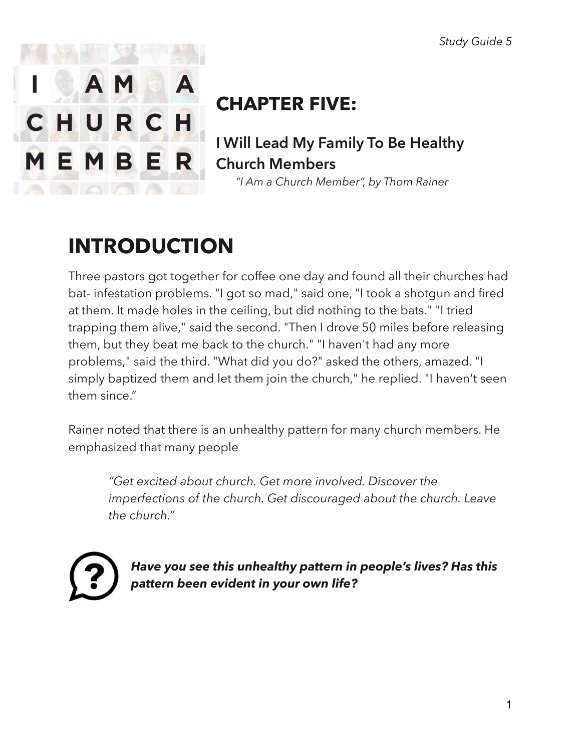I AM A CHURCH MEMBER

# CHAPTER FIVE:

## I Will Lead My Family To Be Healthy Church Members

*"I Am a Church Member", by Thom Rainer*

# INTRODUCTION

Three pastors got together for coffee one day and found all their churches had bat- infestation problems. "I got so mad," said one, "I took a shotgun and fired at them. It made holes in the ceiling, but did nothing to the bats." "I tried trapping them alive," said the second. "Then I drove 50 miles before releasing them, but they beat me back to the church." "I haven't had any more problems," said the third. "What did you do?" asked the others, amazed. "I simply baptized them and let them join the church," he replied. "I haven't seen them since."

Rainer noted that there is an unhealthy pattern for many church members. He emphasized that many people

> *"Get excited about church. Get more involved. Discover the imperfections of the church. Get discouraged about the church. Leave the church."*

***Have you see this unhealthy pattern in people's lives? Has this pattern been evident in your own life?***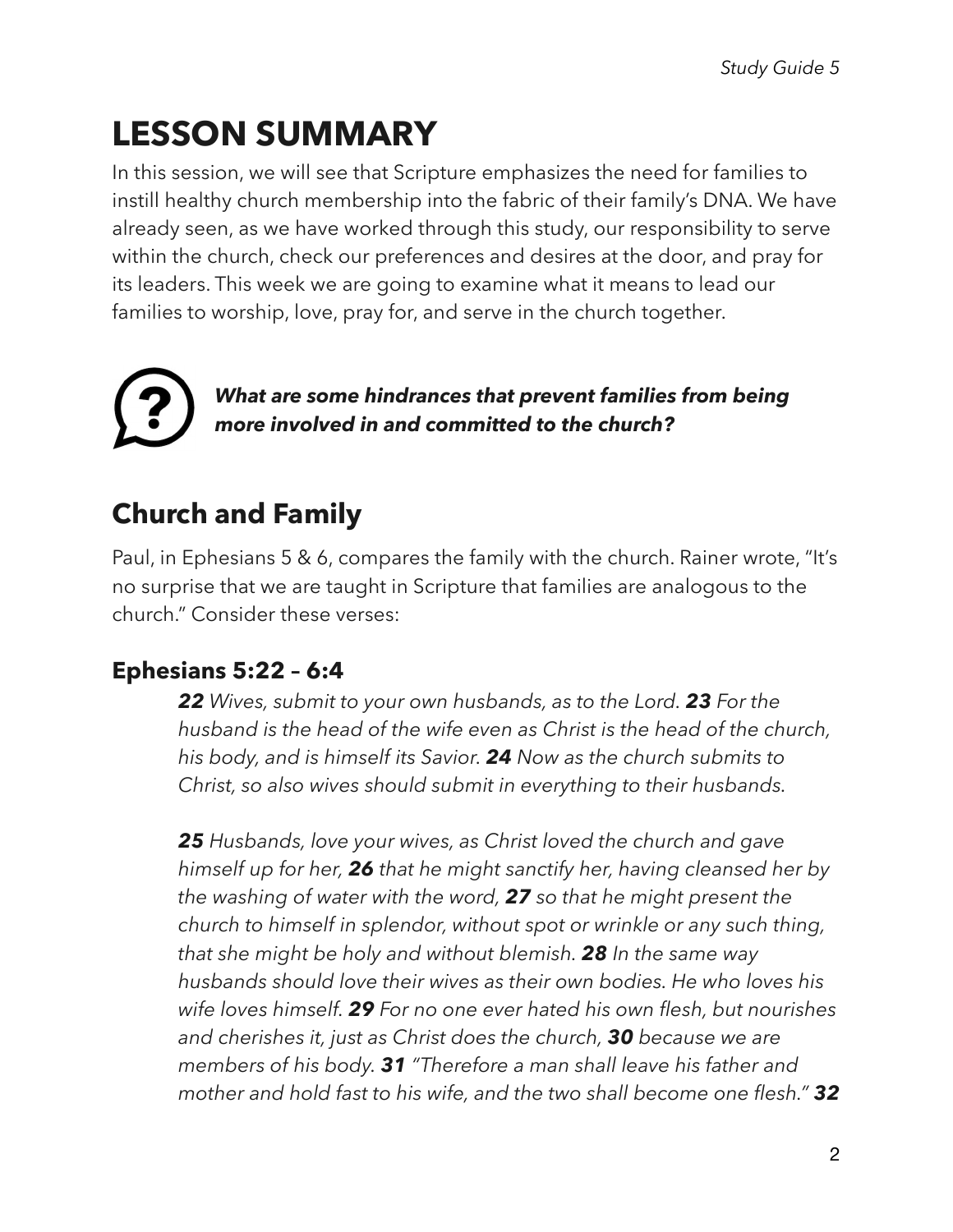# LESSON SUMMARY

In this session, we will see that Scripture emphasizes the need for families to instill healthy church membership into the fabric of their family's DNA. We have already seen, as we have worked through this study, our responsibility to serve within the church, check our preferences and desires at the door, and pray for its leaders. This week we are going to examine what it means to lead our families to worship, love, pray for, and serve in the church together.

***What are some hindrances that prevent families from being more involved in and committed to the church?***

## Church and Family

Paul, in Ephesians 5 & 6, compares the family with the church. Rainer wrote, "It's no surprise that we are taught in Scripture that families are analogous to the church." Consider these verses:

### Ephesians 5:22 – 6:4

> ***22*** *Wives, submit to your own husbands, as to the Lord.* ***23*** *For the husband is the head of the wife even as Christ is the head of the church, his body, and is himself its Savior.* ***24*** *Now as the church submits to Christ, so also wives should submit in everything to their husbands.*
>
> ***25*** *Husbands, love your wives, as Christ loved the church and gave himself up for her,* ***26*** *that he might sanctify her, having cleansed her by the washing of water with the word,* ***27*** *so that he might present the church to himself in splendor, without spot or wrinkle or any such thing, that she might be holy and without blemish.* ***28*** *In the same way husbands should love their wives as their own bodies. He who loves his wife loves himself.* ***29*** *For no one ever hated his own flesh, but nourishes and cherishes it, just as Christ does the church,* ***30*** *because we are members of his body.* ***31*** *"Therefore a man shall leave his father and mother and hold fast to his wife, and the two shall become one flesh."* ***32***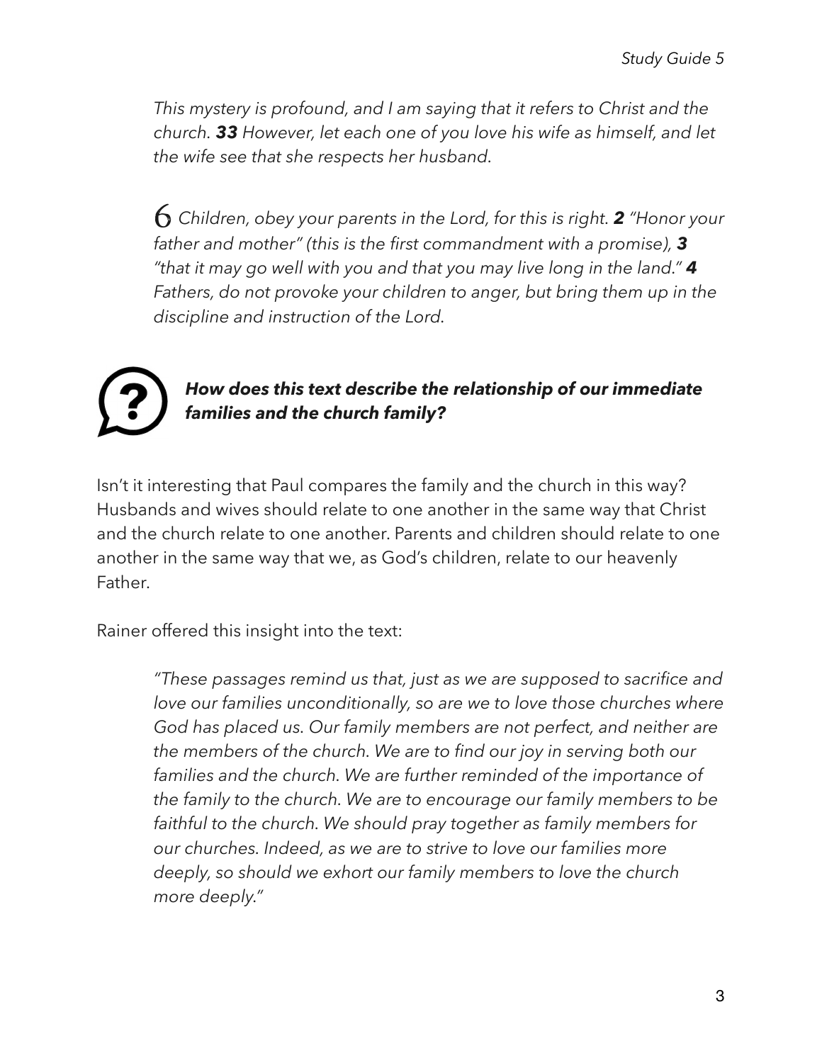*This mystery is profound, and I am saying that it refers to Christ and the church. **33** However, let each one of you love his wife as himself, and let the wife see that she respects her husband.*

*6 Children, obey your parents in the Lord, for this is right. **2** "Honor your father and mother" (this is the first commandment with a promise), **3** "that it may go well with you and that you may live long in the land." **4** Fathers, do not provoke your children to anger, but bring them up in the discipline and instruction of the Lord.*

***How does this text describe the relationship of our immediate families and the church family?***

Isn't it interesting that Paul compares the family and the church in this way? Husbands and wives should relate to one another in the same way that Christ and the church relate to one another. Parents and children should relate to one another in the same way that we, as God's children, relate to our heavenly Father.

Rainer offered this insight into the text:

> *"These passages remind us that, just as we are supposed to sacrifice and love our families unconditionally, so are we to love those churches where God has placed us. Our family members are not perfect, and neither are the members of the church. We are to find our joy in serving both our families and the church. We are further reminded of the importance of the family to the church. We are to encourage our family members to be faithful to the church. We should pray together as family members for our churches. Indeed, as we are to strive to love our families more deeply, so should we exhort our family members to love the church more deeply."*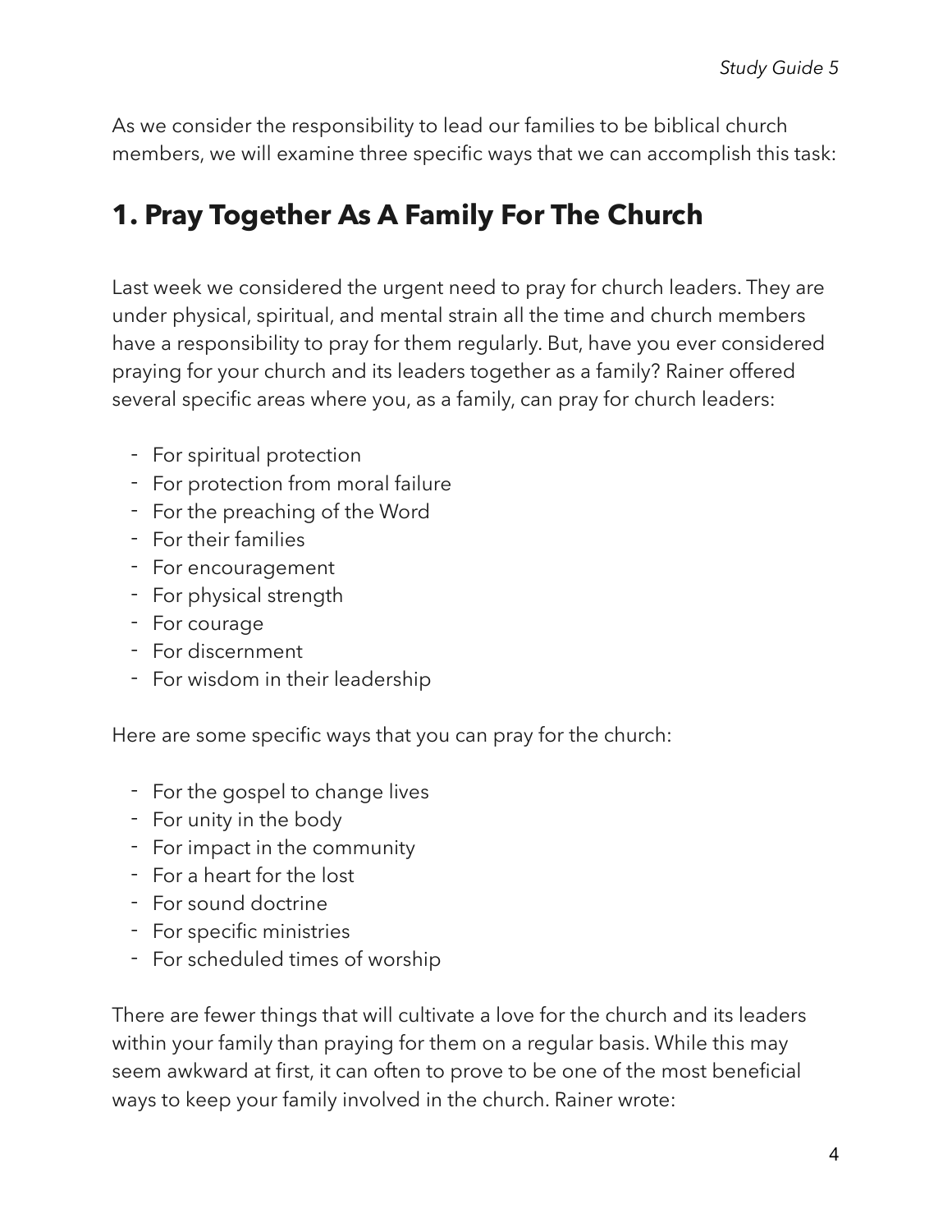As we consider the responsibility to lead our families to be biblical church members, we will examine three specific ways that we can accomplish this task:

## 1. Pray Together As A Family For The Church

Last week we considered the urgent need to pray for church leaders. They are under physical, spiritual, and mental strain all the time and church members have a responsibility to pray for them regularly. But, have you ever considered praying for your church and its leaders together as a family? Rainer offered several specific areas where you, as a family, can pray for church leaders:

- For spiritual protection
- For protection from moral failure
- For the preaching of the Word
- For their families
- For encouragement
- For physical strength
- For courage
- For discernment
- For wisdom in their leadership

Here are some specific ways that you can pray for the church:

- For the gospel to change lives
- For unity in the body
- For impact in the community
- For a heart for the lost
- For sound doctrine
- For specific ministries
- For scheduled times of worship

There are fewer things that will cultivate a love for the church and its leaders within your family than praying for them on a regular basis. While this may seem awkward at first, it can often to prove to be one of the most beneficial ways to keep your family involved in the church. Rainer wrote: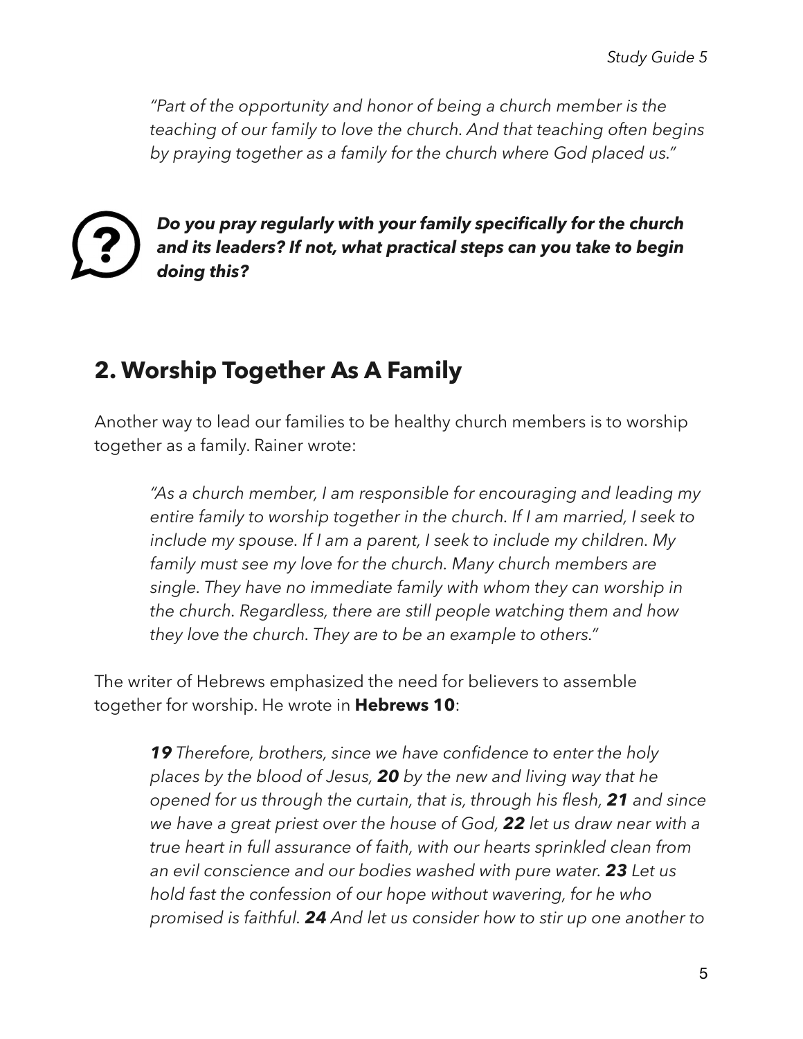*"Part of the opportunity and honor of being a church member is the teaching of our family to love the church. And that teaching often begins by praying together as a family for the church where God placed us."*

***Do you pray regularly with your family specifically for the church and its leaders? If not, what practical steps can you take to begin doing this?***

## 2. Worship Together As A Family

Another way to lead our families to be healthy church members is to worship together as a family. Rainer wrote:

> *"As a church member, I am responsible for encouraging and leading my entire family to worship together in the church. If I am married, I seek to include my spouse. If I am a parent, I seek to include my children. My family must see my love for the church. Many church members are single. They have no immediate family with whom they can worship in the church. Regardless, there are still people watching them and how they love the church. They are to be an example to others."*

The writer of Hebrews emphasized the need for believers to assemble together for worship. He wrote in **Hebrews 10**:

> ***19*** *Therefore, brothers, since we have confidence to enter the holy places by the blood of Jesus,* ***20*** *by the new and living way that he opened for us through the curtain, that is, through his flesh,* ***21*** *and since we have a great priest over the house of God,* ***22*** *let us draw near with a true heart in full assurance of faith, with our hearts sprinkled clean from an evil conscience and our bodies washed with pure water.* ***23*** *Let us hold fast the confession of our hope without wavering, for he who promised is faithful.* ***24*** *And let us consider how to stir up one another to*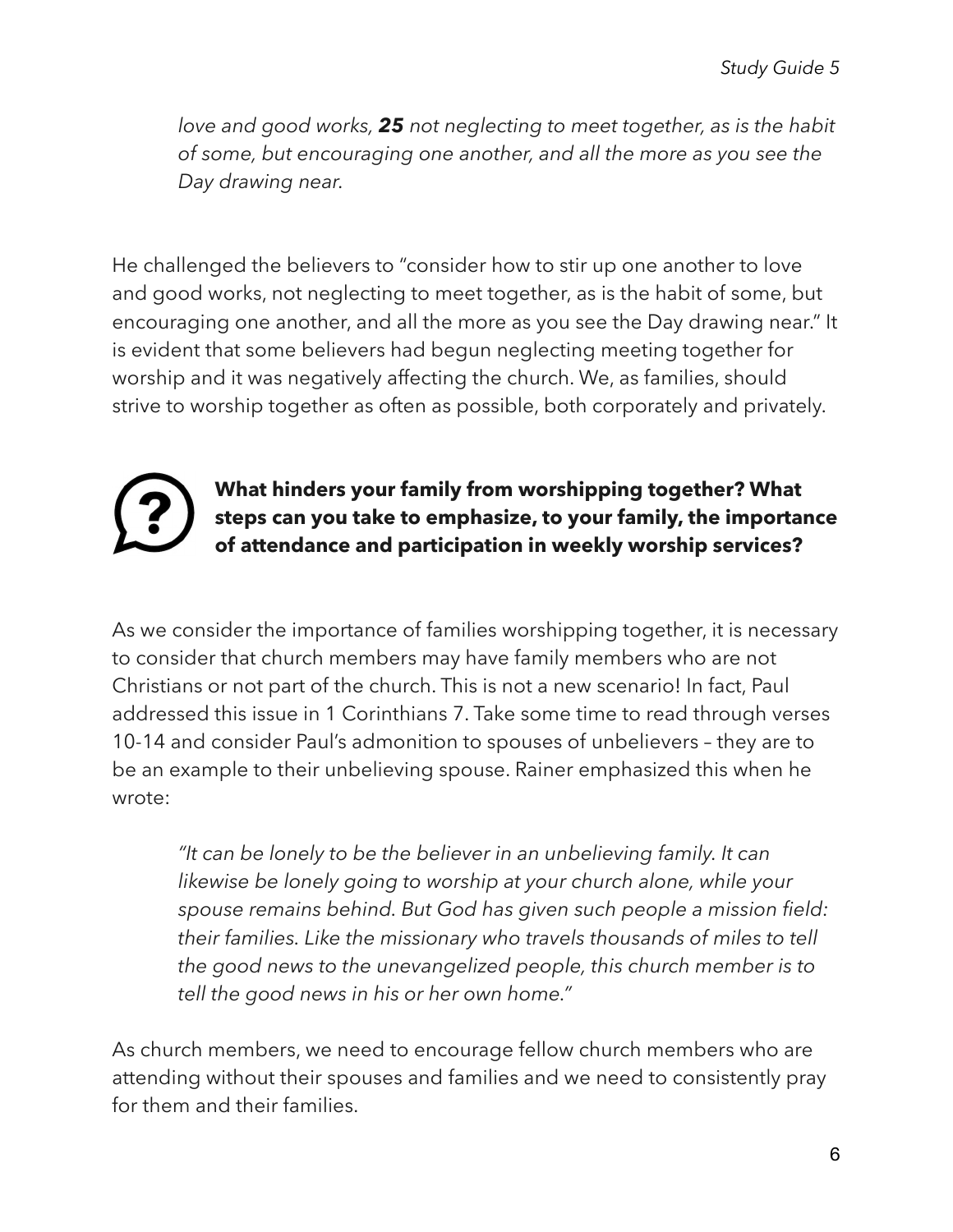> *love and good works,* ***25*** *not neglecting to meet together, as is the habit of some, but encouraging one another, and all the more as you see the Day drawing near.*

He challenged the believers to "consider how to stir up one another to love and good works, not neglecting to meet together, as is the habit of some, but encouraging one another, and all the more as you see the Day drawing near." It is evident that some believers had begun neglecting meeting together for worship and it was negatively affecting the church. We, as families, should strive to worship together as often as possible, both corporately and privately.

**What hinders your family from worshipping together? What steps can you take to emphasize, to your family, the importance of attendance and participation in weekly worship services?**

As we consider the importance of families worshipping together, it is necessary to consider that church members may have family members who are not Christians or not part of the church. This is not a new scenario! In fact, Paul addressed this issue in 1 Corinthians 7. Take some time to read through verses 10-14 and consider Paul's admonition to spouses of unbelievers – they are to be an example to their unbelieving spouse. Rainer emphasized this when he wrote:

> *"It can be lonely to be the believer in an unbelieving family. It can likewise be lonely going to worship at your church alone, while your spouse remains behind. But God has given such people a mission field: their families. Like the missionary who travels thousands of miles to tell the good news to the unevangelized people, this church member is to tell the good news in his or her own home."*

As church members, we need to encourage fellow church members who are attending without their spouses and families and we need to consistently pray for them and their families.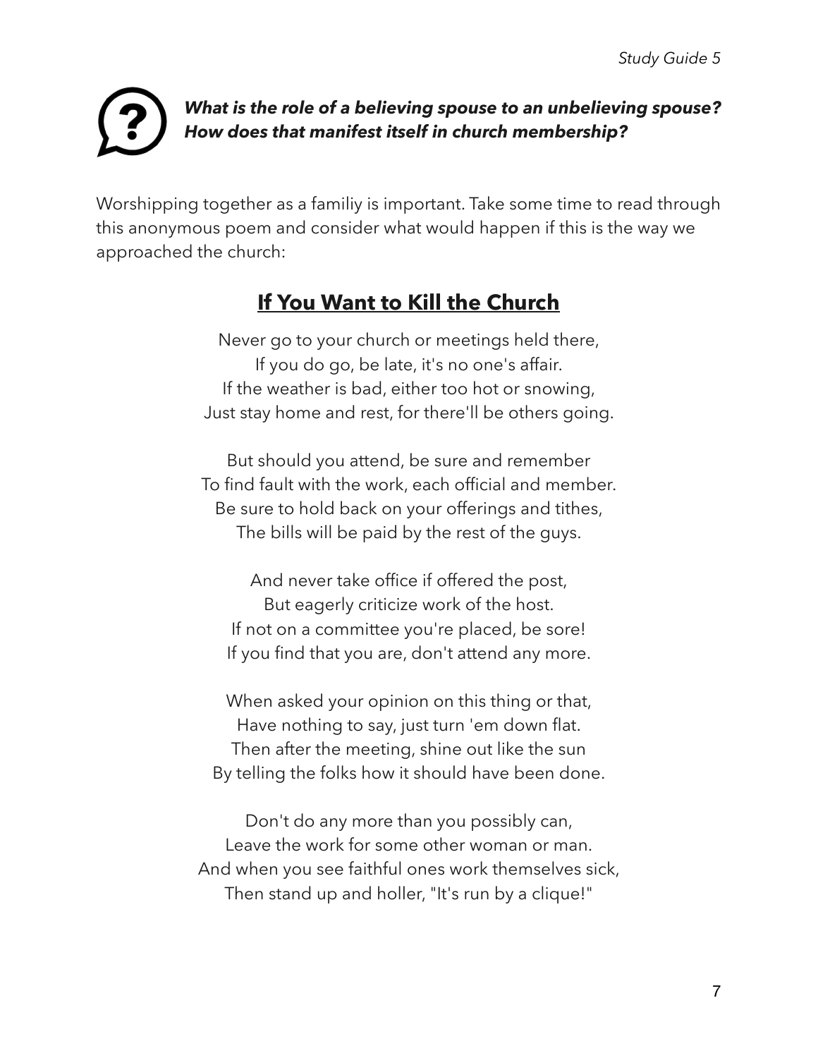***What is the role of a believing spouse to an unbelieving spouse? How does that manifest itself in church membership?***

Worshipping together as a familiy is important. Take some time to read through this anonymous poem and consider what would happen if this is the way we approached the church:

## <u>If You Want to Kill the Church</u>

Never go to your church or meetings held there,  
If you do go, be late, it's no one's affair.  
If the weather is bad, either too hot or snowing,  
Just stay home and rest, for there'll be others going.

But should you attend, be sure and remember  
To find fault with the work, each official and member.  
Be sure to hold back on your offerings and tithes,  
The bills will be paid by the rest of the guys.

And never take office if offered the post,  
But eagerly criticize work of the host.  
If not on a committee you're placed, be sore!  
If you find that you are, don't attend any more.

When asked your opinion on this thing or that,  
Have nothing to say, just turn 'em down flat.  
Then after the meeting, shine out like the sun  
By telling the folks how it should have been done.

Don't do any more than you possibly can,  
Leave the work for some other woman or man.  
And when you see faithful ones work themselves sick,  
Then stand up and holler, "It's run by a clique!"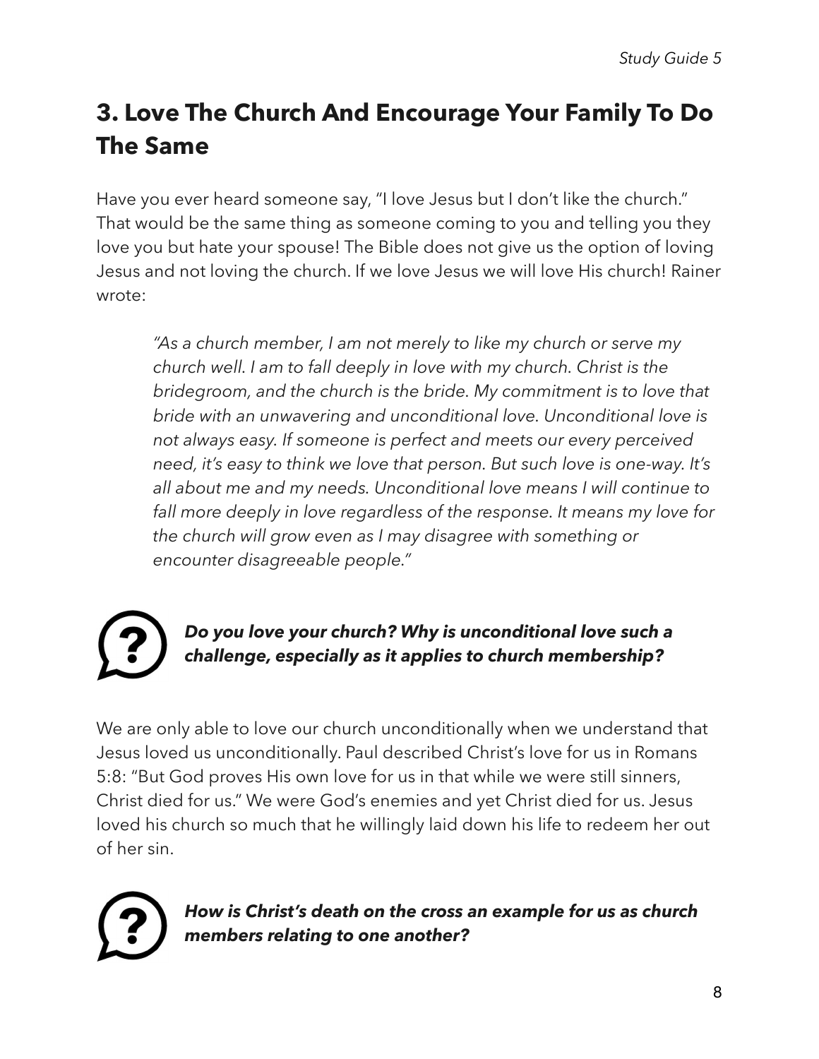## 3. Love The Church And Encourage Your Family To Do The Same

Have you ever heard someone say, "I love Jesus but I don't like the church." That would be the same thing as someone coming to you and telling you they love you but hate your spouse! The Bible does not give us the option of loving Jesus and not loving the church. If we love Jesus we will love His church! Rainer wrote:

> *"As a church member, I am not merely to like my church or serve my church well. I am to fall deeply in love with my church. Christ is the bridegroom, and the church is the bride. My commitment is to love that bride with an unwavering and unconditional love. Unconditional love is not always easy. If someone is perfect and meets our every perceived need, it's easy to think we love that person. But such love is one-way. It's all about me and my needs. Unconditional love means I will continue to fall more deeply in love regardless of the response. It means my love for the church will grow even as I may disagree with something or encounter disagreeable people."*

***Do you love your church? Why is unconditional love such a challenge, especially as it applies to church membership?***

We are only able to love our church unconditionally when we understand that Jesus loved us unconditionally. Paul described Christ's love for us in Romans 5:8: "But God proves His own love for us in that while we were still sinners, Christ died for us." We were God's enemies and yet Christ died for us. Jesus loved his church so much that he willingly laid down his life to redeem her out of her sin.

***How is Christ's death on the cross an example for us as church members relating to one another?***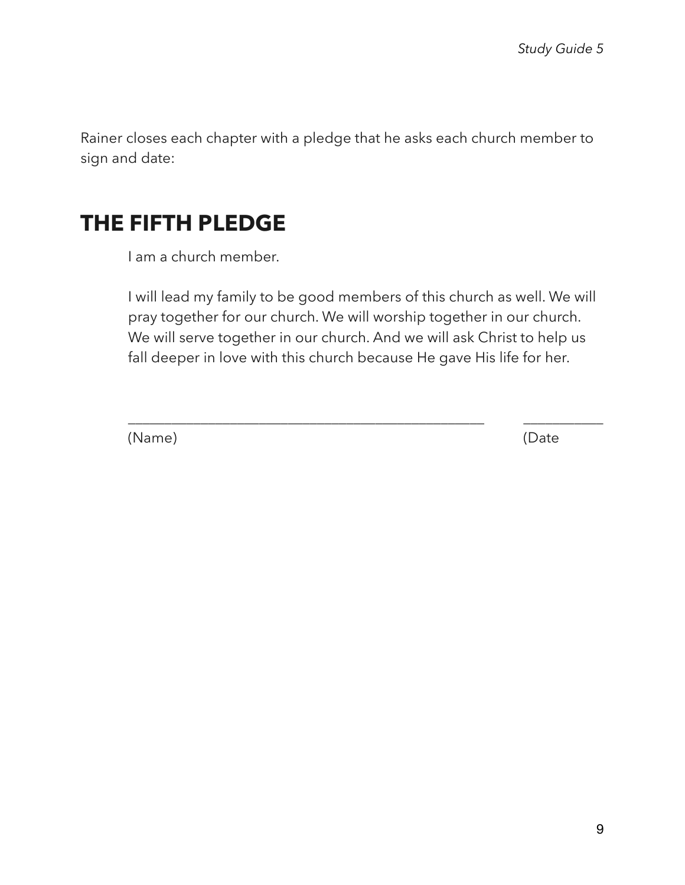Rainer closes each chapter with a pledge that he asks each church member to sign and date:

## THE FIFTH PLEDGE

I am a church member.

I will lead my family to be good members of this church as well. We will pray together for our church. We will worship together in our church. We will serve together in our church. And we will ask Christ to help us fall deeper in love with this church because He gave His life for her.

______________________________________________ __________

(Name) (Date